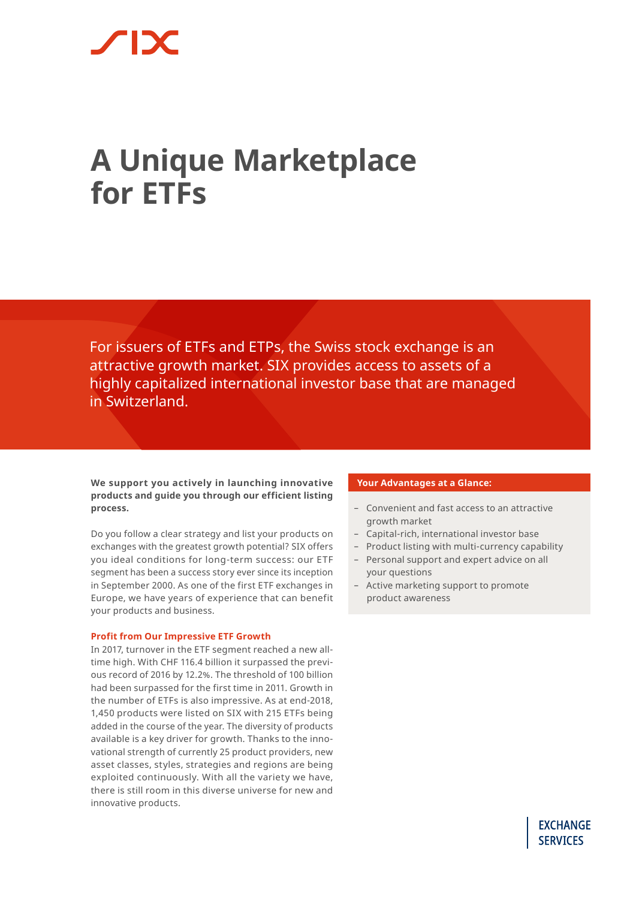# A Unique Marketplace for ETFs

For issuers of ETFs and ETPs, the Swiss stock exchange is an attractive growth market. SIX provides access to assets of a highly capitalized international investor base that are managed in Switzerland.

**We support you actively in launching innovative products and guide you through our efficient listing process.**

Do you follow a clear strategy and list your products on exchanges with the greatest growth potential? SIX offers you ideal conditions for long-term success: our ETF segment has been a success story ever since its inception in September 2000. As one of the first ETF exchanges in Europe, we have years of experience that can benefit your products and business.

### Profit from Our Impressive ETF Growth

In 2017, turnover in the ETF segment reached a new all-time high. With CHF 116.4 billion it surpassed the previous record of 2016 by 12.2%. The threshold of 100 billion had been surpassed for the first time in 2011. Growth in the number of ETFs is also impressive. As at end-2018, 1,450 products were listed on SIX with 215 ETFs being added in the course of the year. The diversity of products available is a key driver for growth. Thanks to the innovational strength of currently 25 product providers, new asset classes, styles, strategies and regions are being exploited continuously. With all the variety we have, there is still room in this diverse universe for new and innovative products.

### Your Advantages at a Glance:

- Convenient and fast access to an attractive growth market
- Capital-rich, international investor base
- Product listing with multi-currency capability
- Personal support and expert advice on all your questions
- Active marketing support to promote product awareness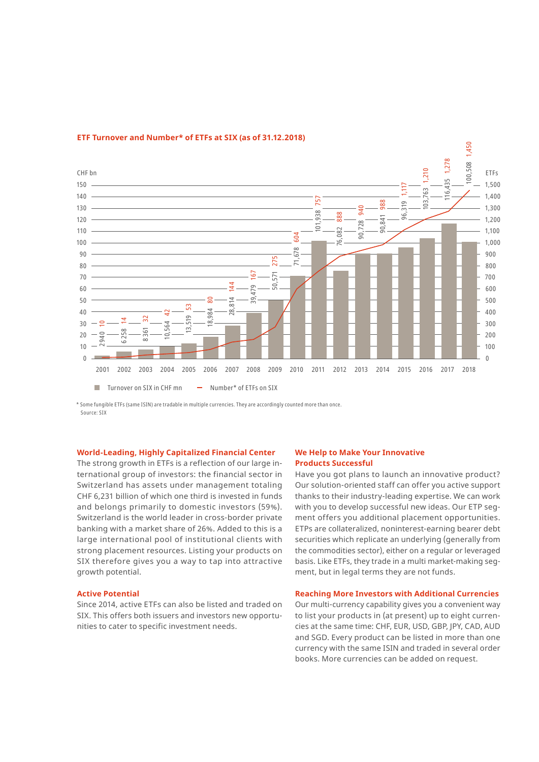## ETF Turnover and Number* of ETFs at SIX (as of 31.12.2018)

| Year | Turnover on SIX in CHF mn | Number* of ETFs on SIX |
|---|---|---|
| 2001 | 2940 | 10 |
| 2002 | 6 258 | 14 |
| 2003 | 8 361 | 32 |
| 2004 | 10,564 | 42 |
| 2005 | 13,519 | 53 |
| 2006 | 18,984 | 80 |
| 2007 | 28,814 | 144 |
| 2008 | 39,479 | 167 |
| 2009 | 50,571 | 275 |
| 2010 | 71,678 | 604 |
| 2011 | 101,938 | 757 |
| 2012 | 76,082 | 888 |
| 2013 | 90,728 | 940 |
| 2014 | 90,841 | 988 |
| 2015 | 96,319 | 1,117 |
| 2016 | 103,763 | 1,210 |
| 2017 | 116,435 | 1,278 |
| 2018 | 100,508 | 1,450 |

\* Some fungible ETFs (same ISIN) are tradable in multiple currencies. They are accordingly counted more than once.
Source: SIX

### World-Leading, Highly Capitalized Financial Center

The strong growth in ETFs is a reflection of our large international group of investors: the financial sector in Switzerland has assets under management totaling CHF 6,231 billion of which one third is invested in funds and belongs primarily to domestic investors (59%). Switzerland is the world leader in cross-border private banking with a market share of 26%. Added to this is a large international pool of institutional clients with strong placement resources. Listing your products on SIX therefore gives you a way to tap into attractive growth potential.

### Active Potential

Since 2014, active ETFs can also be listed and traded on SIX. This offers both issuers and investors new opportunities to cater to specific investment needs.

### We Help to Make Your Innovative Products Successful

Have you got plans to launch an innovative product? Our solution-oriented staff can offer you active support thanks to their industry-leading expertise. We can work with you to develop successful new ideas. Our ETP segment offers you additional placement opportunities. ETPs are collateralized, noninterest-earning bearer debt securities which replicate an underlying (generally from the commodities sector), either on a regular or leveraged basis. Like ETFs, they trade in a multi market-making segment, but in legal terms they are not funds.

### Reaching More Investors with Additional Currencies

Our multi-currency capability gives you a convenient way to list your products in (at present) up to eight currencies at the same time: CHF, EUR, USD, GBP, JPY, CAD, AUD and SGD. Every product can be listed in more than one currency with the same ISIN and traded in several order books. More currencies can be added on request.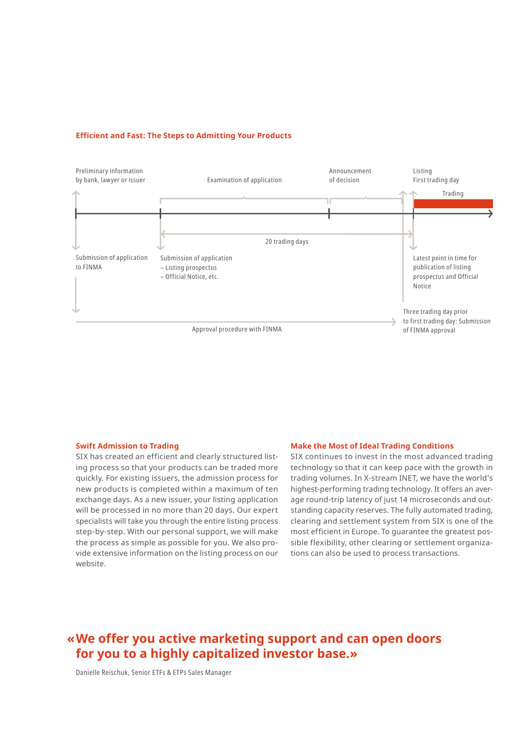### Efficient and Fast: The Steps to Admitting Your Products

Preliminary information by bank, lawyer or issuer

Examination of application

Announcement of decision

Listing
First trading day

Trading

20 trading days

Submission of application to FINMA

Submission of application
– Listing prospectus
– Official Notice, etc.

Latest point in time for publication of listing prospectus and Official Notice

Three trading day prior to first trading day: Submission of FINMA approval

Approval procedure with FINMA

### Swift Admission to Trading

SIX has created an efficient and clearly structured listing process so that your products can be traded more quickly. For existing issuers, the admission process for new products is completed within a maximum of ten exchange days. As a new issuer, your listing application will be processed in no more than 20 days. Our expert specialists will take you through the entire listing process step-by-step. With our personal support, we will make the process as simple as possible for you. We also provide extensive information on the listing process on our website.

### Make the Most of Ideal Trading Conditions

SIX continues to invest in the most advanced trading technology so that it can keep pace with the growth in trading volumes. In X-stream INET, we have the world's highest-performing trading technology. It offers an average round-trip latency of just 14 microseconds and outstanding capacity reserves. The fully automated trading, clearing and settlement system from SIX is one of the most efficient in Europe. To guarantee the greatest possible flexibility, other clearing or settlement organizations can also be used to process transactions.

**«We offer you active marketing support and can open doors for you to a highly capitalized investor base.»**

Danielle Reischuk, Senior ETFs & ETPs Sales Manager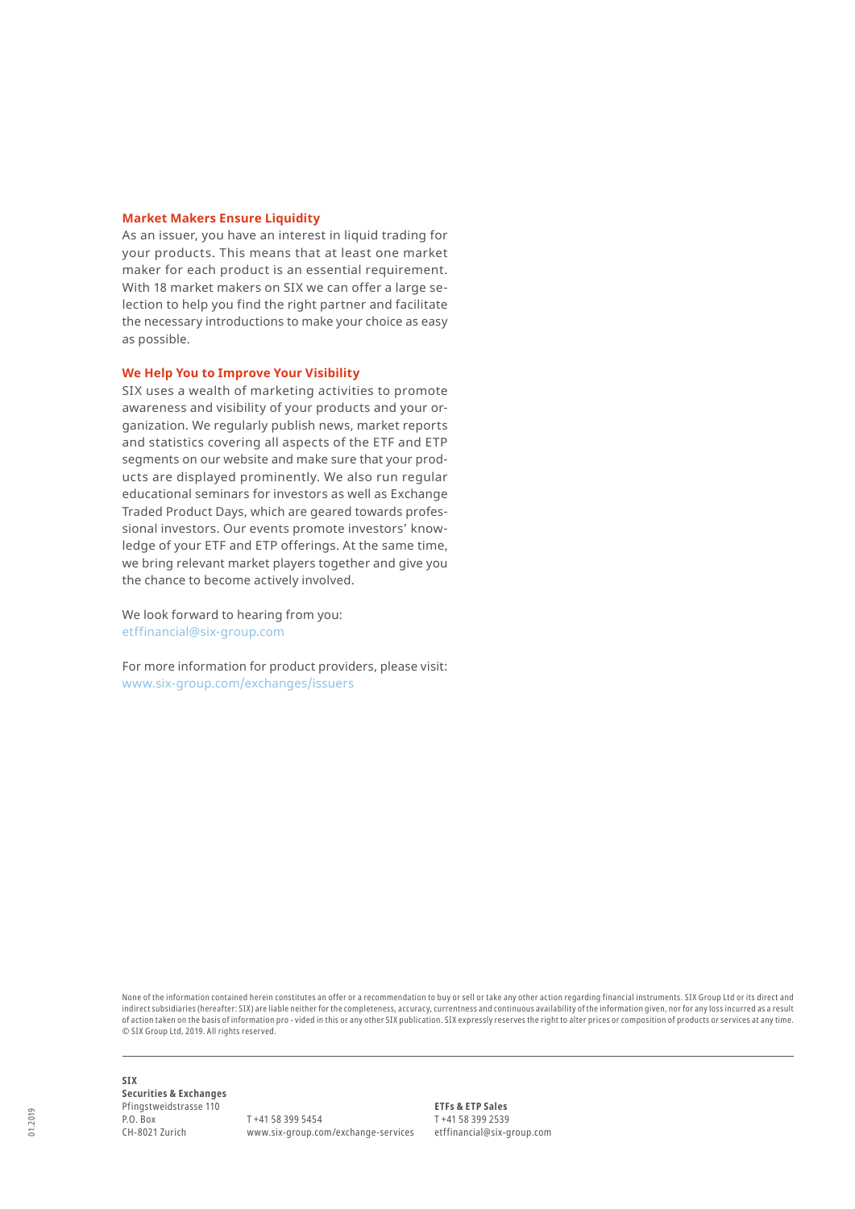### Market Makers Ensure Liquidity

As an issuer, you have an interest in liquid trading for your products. This means that at least one market maker for each product is an essential requirement. With 18 market makers on SIX we can offer a large selection to help you find the right partner and facilitate the necessary introductions to make your choice as easy as possible.

### We Help You to Improve Your Visibility

SIX uses a wealth of marketing activities to promote awareness and visibility of your products and your organization. We regularly publish news, market reports and statistics covering all aspects of the ETF and ETP segments on our website and make sure that your products are displayed prominently. We also run regular educational seminars for investors as well as Exchange Traded Product Days, which are geared towards professional investors. Our events promote investors' knowledge of your ETF and ETP offerings. At the same time, we bring relevant market players together and give you the chance to become actively involved.

We look forward to hearing from you:
etffinancial@six-group.com

For more information for product providers, please visit:
www.six-group.com/exchanges/issuers

None of the information contained herein constitutes an offer or a recommendation to buy or sell or take any other action regarding financial instruments. SIX Group Ltd or its direct and indirect subsidiaries (hereafter: SIX) are liable neither for the completeness, accuracy, currentness and continuous availability of the information given, nor for any loss incurred as a result of action taken on the basis of information pro - vided in this or any other SIX publication. SIX expressly reserves the right to alter prices or composition of products or services at any time. © SIX Group Ltd, 2019. All rights reserved.

**SIX**
**Securities & Exchanges**
Pfingstweidstrasse 110
P.O. Box
CH-8021 Zurich

T +41 58 399 5454
www.six-group.com/exchange-services

**ETFs & ETP Sales**
T +41 58 399 2539
etffinancial@six-group.com

01.2019